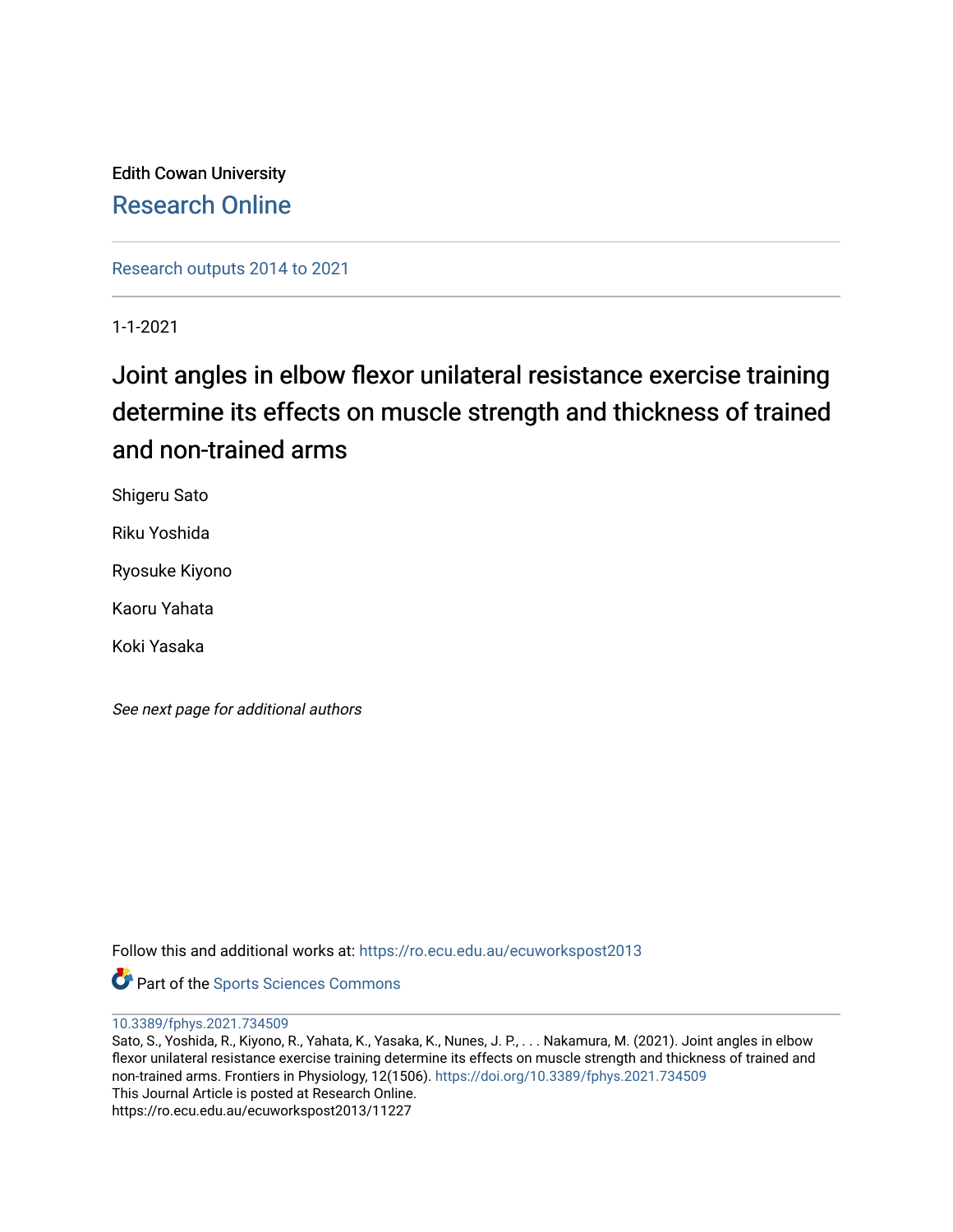Edith Cowan University

## Research Online

Research outputs 2014 to 2021

1-1-2021

# Joint angles in elbow flexor unilateral resistance exercise training determine its effects on muscle strength and thickness of trained and non-trained arms

Shigeru Sato

Riku Yoshida

Ryosuke Kiyono

Kaoru Yahata

Koki Yasaka

*See next page for additional authors*

Follow this and additional works at: https://ro.ecu.edu.au/ecuworkspost2013

Part of the Sports Sciences Commons

10.3389/fphys.2021.734509

Sato, S., Yoshida, R., Kiyono, R., Yahata, K., Yasaka, K., Nunes, J. P., . . . Nakamura, M. (2021). Joint angles in elbow flexor unilateral resistance exercise training determine its effects on muscle strength and thickness of trained and non-trained arms. Frontiers in Physiology, 12(1506). https://doi.org/10.3389/fphys.2021.734509

This Journal Article is posted at Research Online.

https://ro.ecu.edu.au/ecuworkspost2013/11227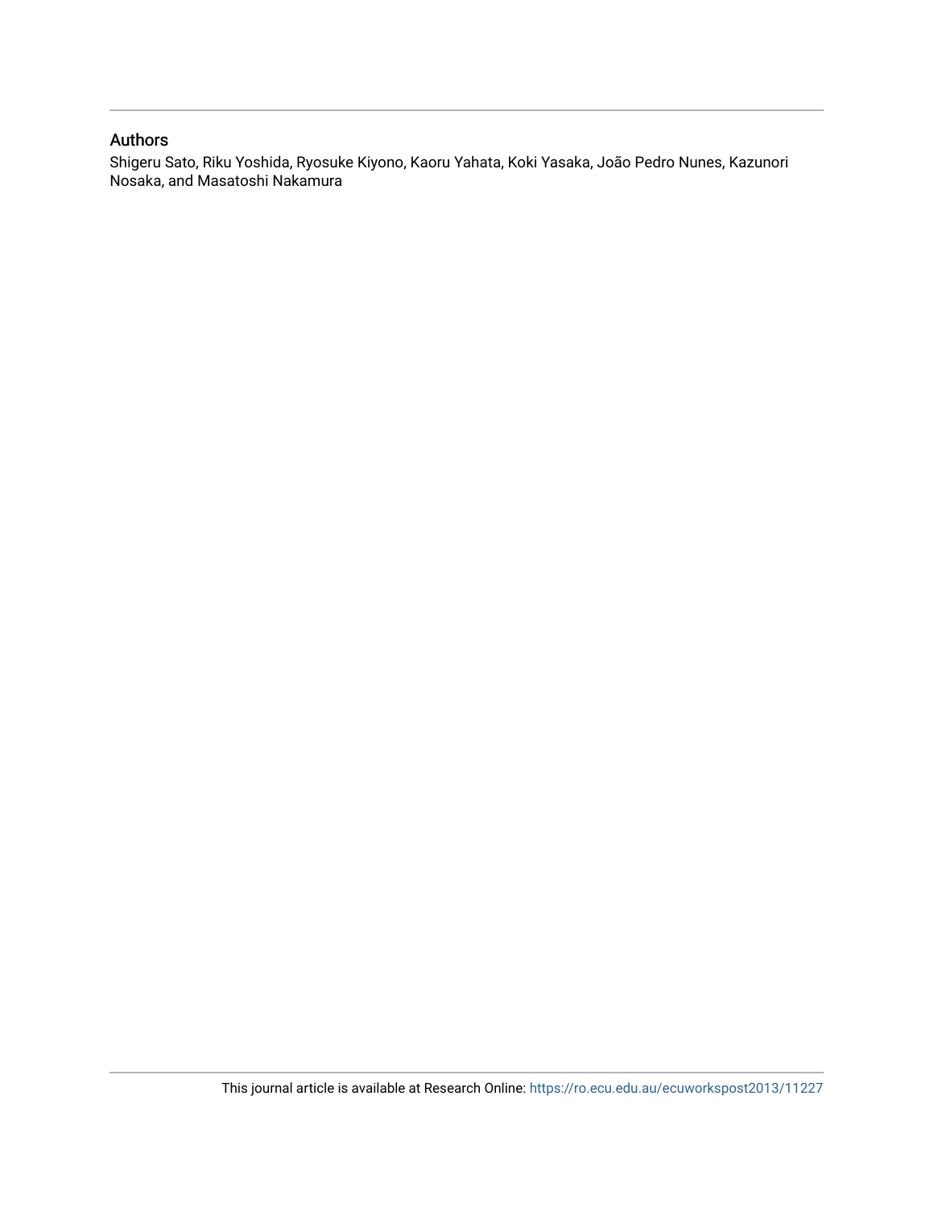## Authors

Shigeru Sato, Riku Yoshida, Ryosuke Kiyono, Kaoru Yahata, Koki Yasaka, João Pedro Nunes, Kazunori Nosaka, and Masatoshi Nakamura

This journal article is available at Research Online: https://ro.ecu.edu.au/ecuworkspost2013/11227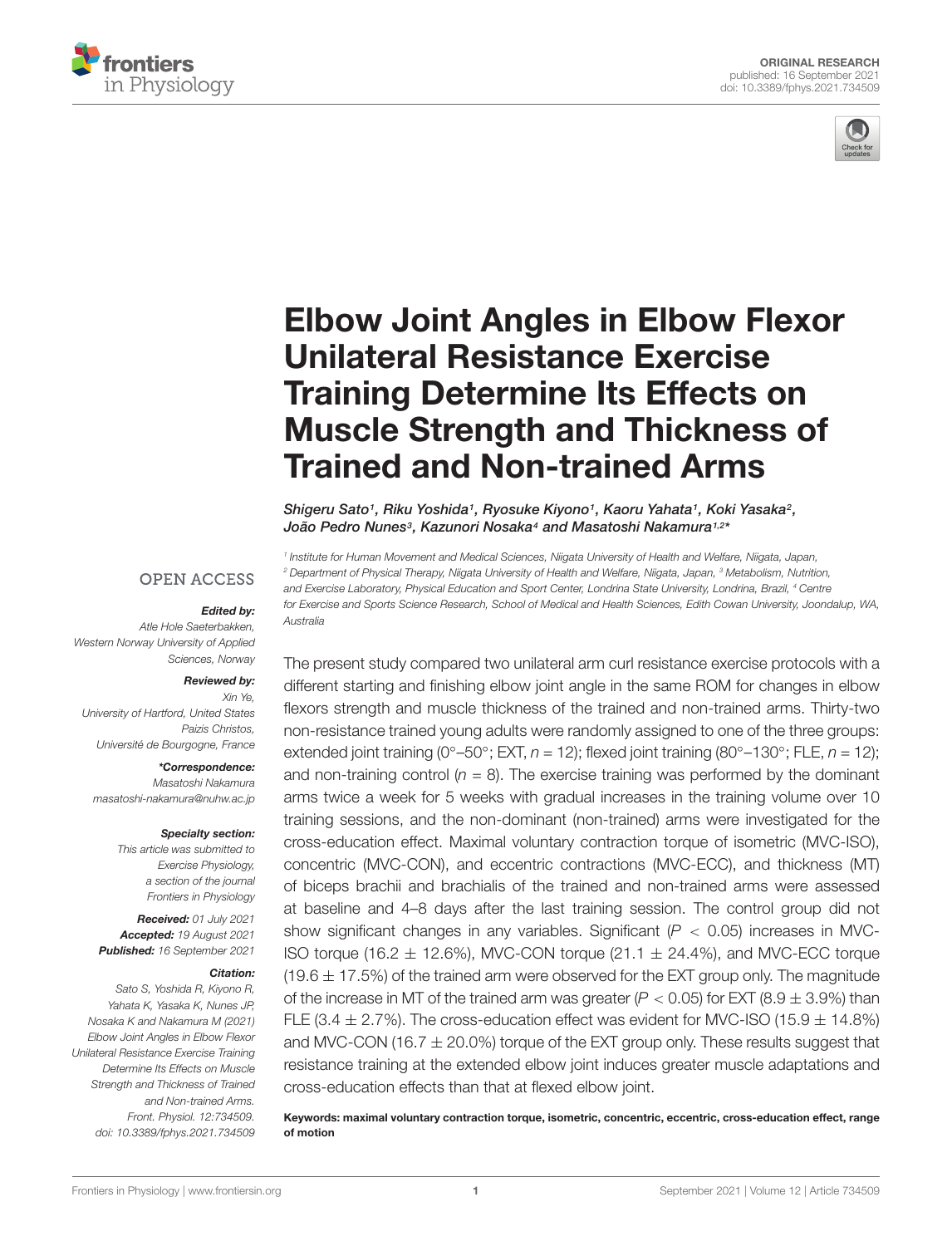# Elbow Joint Angles in Elbow Flexor Unilateral Resistance Exercise Training Determine Its Effects on Muscle Strength and Thickness of Trained and Non-trained Arms

*Shigeru Sato[1], Riku Yoshida[1], Ryosuke Kiyono[1], Kaoru Yahata[1], Koki Yasaka[2], João Pedro Nunes[3], Kazunori Nosaka[4] and Masatoshi Nakamura[1,2]**

[1] Institute for Human Movement and Medical Sciences, Niigata University of Health and Welfare, Niigata, Japan, [2] Department of Physical Therapy, Niigata University of Health and Welfare, Niigata, Japan, [3] Metabolism, Nutrition, and Exercise Laboratory, Physical Education and Sport Center, Londrina State University, Londrina, Brazil, [4] Centre for Exercise and Sports Science Research, School of Medical and Health Sciences, Edith Cowan University, Joondalup, WA, Australia

OPEN ACCESS

***Edited by:***
Atle Hole Saeterbakken,
Western Norway University of Applied Sciences, Norway

***Reviewed by:***
Xin Ye,
University of Hartford, United States
Paizis Christos,
Université de Bourgogne, France

***\*Correspondence:***
Masatoshi Nakamura
masatoshi-nakamura@nuhw.ac.jp

***Specialty section:***
This article was submitted to Exercise Physiology, a section of the journal Frontiers in Physiology

***Received:*** 01 July 2021
***Accepted:*** 19 August 2021
***Published:*** 16 September 2021

***Citation:***
Sato S, Yoshida R, Kiyono R, Yahata K, Yasaka K, Nunes JP, Nosaka K and Nakamura M (2021) Elbow Joint Angles in Elbow Flexor Unilateral Resistance Exercise Training Determine Its Effects on Muscle Strength and Thickness of Trained and Non-trained Arms. Front. Physiol. 12:734509. doi: 10.3389/fphys.2021.734509

The present study compared two unilateral arm curl resistance exercise protocols with a different starting and finishing elbow joint angle in the same ROM for changes in elbow flexors strength and muscle thickness of the trained and non-trained arms. Thirty-two non-resistance trained young adults were randomly assigned to one of the three groups: extended joint training (0°–50°; EXT, $n = 12$); flexed joint training (80°–130°; FLE, $n = 12$); and non-training control ($n = 8$). The exercise training was performed by the dominant arms twice a week for 5 weeks with gradual increases in the training volume over 10 training sessions, and the non-dominant (non-trained) arms were investigated for the cross-education effect. Maximal voluntary contraction torque of isometric (MVC-ISO), concentric (MVC-CON), and eccentric contractions (MVC-ECC), and thickness (MT) of biceps brachii and brachialis of the trained and non-trained arms were assessed at baseline and 4–8 days after the last training session. The control group did not show significant changes in any variables. Significant ($P < 0.05$) increases in MVC-ISO torque (16.2 ± 12.6%), MVC-CON torque (21.1 ± 24.4%), and MVC-ECC torque (19.6 ± 17.5%) of the trained arm were observed for the EXT group only. The magnitude of the increase in MT of the trained arm was greater ($P < 0.05$) for EXT (8.9 ± 3.9%) than FLE (3.4 ± 2.7%). The cross-education effect was evident for MVC-ISO (15.9 ± 14.8%) and MVC-CON (16.7 ± 20.0%) torque of the EXT group only. These results suggest that resistance training at the extended elbow joint induces greater muscle adaptations and cross-education effects than that at flexed elbow joint.

**Keywords: maximal voluntary contraction torque, isometric, concentric, eccentric, cross-education effect, range of motion**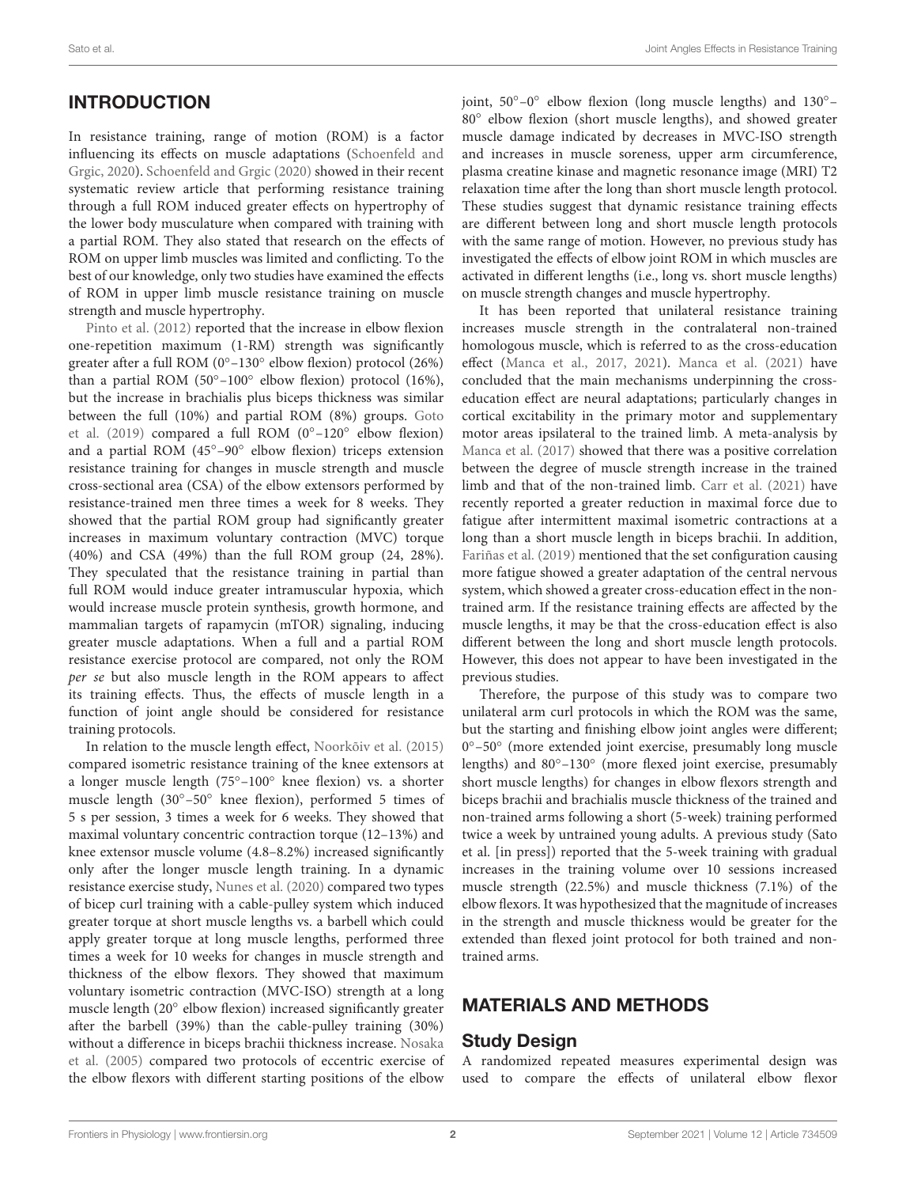## INTRODUCTION

In resistance training, range of motion (ROM) is a factor influencing its effects on muscle adaptations (Schoenfeld and Grgic, 2020). Schoenfeld and Grgic (2020) showed in their recent systematic review article that performing resistance training through a full ROM induced greater effects on hypertrophy of the lower body musculature when compared with training with a partial ROM. They also stated that research on the effects of ROM on upper limb muscles was limited and conflicting. To the best of our knowledge, only two studies have examined the effects of ROM in upper limb muscle resistance training on muscle strength and muscle hypertrophy.

Pinto et al. (2012) reported that the increase in elbow flexion one-repetition maximum (1-RM) strength was significantly greater after a full ROM (0°–130° elbow flexion) protocol (26%) than a partial ROM (50°–100° elbow flexion) protocol (16%), but the increase in brachialis plus biceps thickness was similar between the full (10%) and partial ROM (8%) groups. Goto et al. (2019) compared a full ROM (0°–120° elbow flexion) and a partial ROM (45°–90° elbow flexion) triceps extension resistance training for changes in muscle strength and muscle cross-sectional area (CSA) of the elbow extensors performed by resistance-trained men three times a week for 8 weeks. They showed that the partial ROM group had significantly greater increases in maximum voluntary contraction (MVC) torque (40%) and CSA (49%) than the full ROM group (24, 28%). They speculated that the resistance training in partial than full ROM would induce greater intramuscular hypoxia, which would increase muscle protein synthesis, growth hormone, and mammalian targets of rapamycin (mTOR) signaling, inducing greater muscle adaptations. When a full and a partial ROM resistance exercise protocol are compared, not only the ROM *per se* but also muscle length in the ROM appears to affect its training effects. Thus, the effects of muscle length in a function of joint angle should be considered for resistance training protocols.

In relation to the muscle length effect, Noorkõiv et al. (2015) compared isometric resistance training of the knee extensors at a longer muscle length (75°–100° knee flexion) vs. a shorter muscle length (30°–50° knee flexion), performed 5 times of 5 s per session, 3 times a week for 6 weeks. They showed that maximal voluntary concentric contraction torque (12–13%) and knee extensor muscle volume (4.8–8.2%) increased significantly only after the longer muscle length training. In a dynamic resistance exercise study, Nunes et al. (2020) compared two types of bicep curl training with a cable-pulley system which induced greater torque at short muscle lengths vs. a barbell which could apply greater torque at long muscle lengths, performed three times a week for 10 weeks for changes in muscle strength and thickness of the elbow flexors. They showed that maximum voluntary isometric contraction (MVC-ISO) strength at a long muscle length (20° elbow flexion) increased significantly greater after the barbell (39%) than the cable-pulley training (30%) without a difference in biceps brachii thickness increase. Nosaka et al. (2005) compared two protocols of eccentric exercise of the elbow flexors with different starting positions of the elbow joint, 50°–0° elbow flexion (long muscle lengths) and 130°–80° elbow flexion (short muscle lengths), and showed greater muscle damage indicated by decreases in MVC-ISO strength and increases in muscle soreness, upper arm circumference, plasma creatine kinase and magnetic resonance image (MRI) T2 relaxation time after the long than short muscle length protocol. These studies suggest that dynamic resistance training effects are different between long and short muscle length protocols with the same range of motion. However, no previous study has investigated the effects of elbow joint ROM in which muscles are activated in different lengths (i.e., long vs. short muscle lengths) on muscle strength changes and muscle hypertrophy.

It has been reported that unilateral resistance training increases muscle strength in the contralateral non-trained homologous muscle, which is referred to as the cross-education effect (Manca et al., 2017, 2021). Manca et al. (2021) have concluded that the main mechanisms underpinning the cross-education effect are neural adaptations; particularly changes in cortical excitability in the primary motor and supplementary motor areas ipsilateral to the trained limb. A meta-analysis by Manca et al. (2017) showed that there was a positive correlation between the degree of muscle strength increase in the trained limb and that of the non-trained limb. Carr et al. (2021) have recently reported a greater reduction in maximal force due to fatigue after intermittent maximal isometric contractions at a long than a short muscle length in biceps brachii. In addition, Fariñas et al. (2019) mentioned that the set configuration causing more fatigue showed a greater adaptation of the central nervous system, which showed a greater cross-education effect in the non-trained arm. If the resistance training effects are affected by the muscle lengths, it may be that the cross-education effect is also different between the long and short muscle length protocols. However, this does not appear to have been investigated in the previous studies.

Therefore, the purpose of this study was to compare two unilateral arm curl protocols in which the ROM was the same, but the starting and finishing elbow joint angles were different; 0°–50° (more extended joint exercise, presumably long muscle lengths) and 80°–130° (more flexed joint exercise, presumably short muscle lengths) for changes in elbow flexors strength and biceps brachii and brachialis muscle thickness of the trained and non-trained arms following a short (5-week) training performed twice a week by untrained young adults. A previous study (Sato et al. [in press]) reported that the 5-week training with gradual increases in the training volume over 10 sessions increased muscle strength (22.5%) and muscle thickness (7.1%) of the elbow flexors. It was hypothesized that the magnitude of increases in the strength and muscle thickness would be greater for the extended than flexed joint protocol for both trained and non-trained arms.

## MATERIALS AND METHODS

### Study Design

A randomized repeated measures experimental design was used to compare the effects of unilateral elbow flexor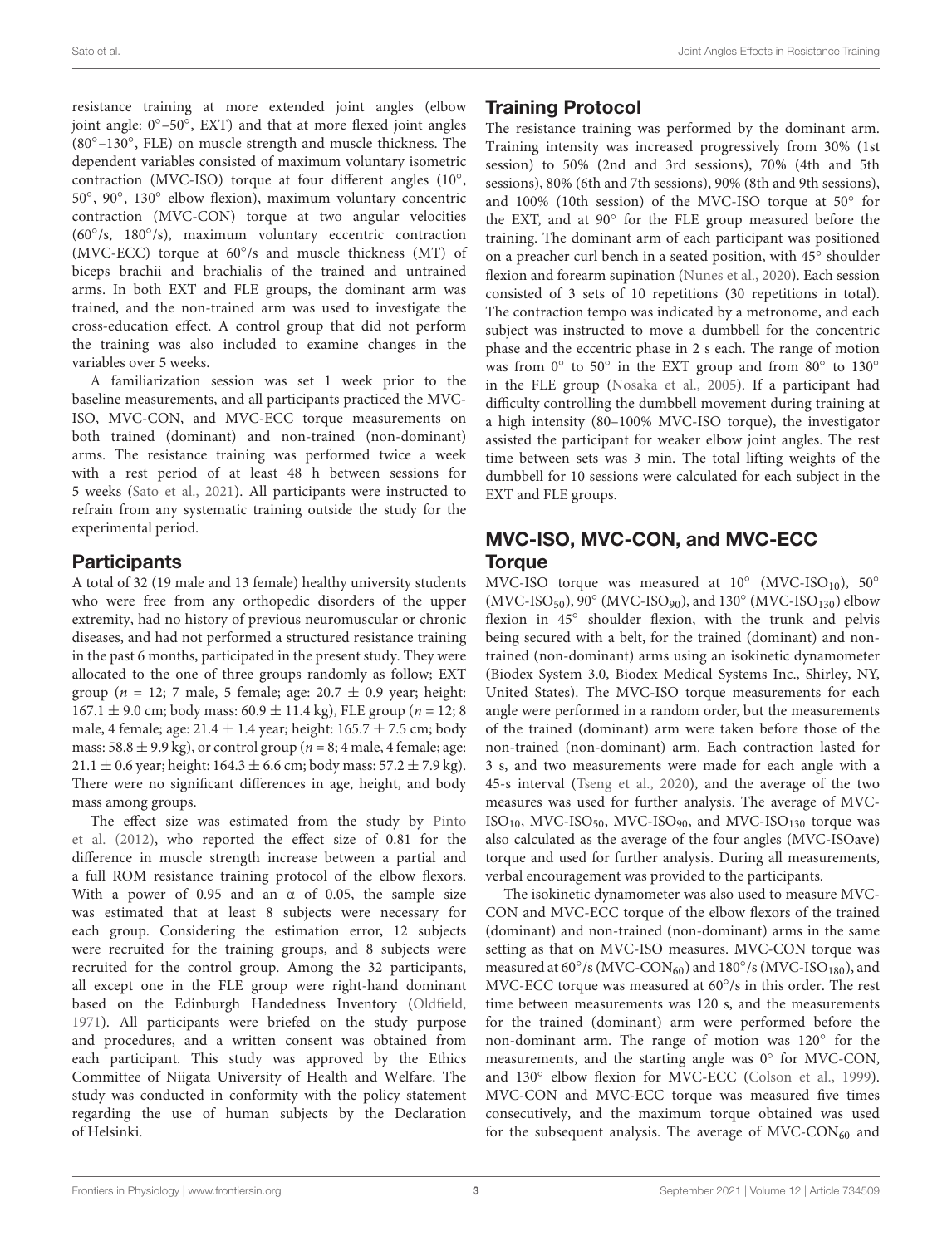resistance training at more extended joint angles (elbow joint angle: 0°–50°, EXT) and that at more flexed joint angles (80°–130°, FLE) on muscle strength and muscle thickness. The dependent variables consisted of maximum voluntary isometric contraction (MVC-ISO) torque at four different angles (10°, 50°, 90°, 130° elbow flexion), maximum voluntary concentric contraction (MVC-CON) torque at two angular velocities (60°/s, 180°/s), maximum voluntary eccentric contraction (MVC-ECC) torque at 60°/s and muscle thickness (MT) of biceps brachii and brachialis of the trained and untrained arms. In both EXT and FLE groups, the dominant arm was trained, and the non-trained arm was used to investigate the cross-education effect. A control group that did not perform the training was also included to examine changes in the variables over 5 weeks.

A familiarization session was set 1 week prior to the baseline measurements, and all participants practiced the MVC-ISO, MVC-CON, and MVC-ECC torque measurements on both trained (dominant) and non-trained (non-dominant) arms. The resistance training was performed twice a week with a rest period of at least 48 h between sessions for 5 weeks (Sato et al., 2021). All participants were instructed to refrain from any systematic training outside the study for the experimental period.

## Participants

A total of 32 (19 male and 13 female) healthy university students who were free from any orthopedic disorders of the upper extremity, had no history of previous neuromuscular or chronic diseases, and had not performed a structured resistance training in the past 6 months, participated in the present study. They were allocated to the one of three groups randomly as follow; EXT group ($n = 12$; 7 male, 5 female; age: 20.7 ± 0.9 year; height: 167.1 ± 9.0 cm; body mass: 60.9 ± 11.4 kg), FLE group ($n = 12$; 8 male, 4 female; age: 21.4 ± 1.4 year; height: 165.7 ± 7.5 cm; body mass: 58.8 ± 9.9 kg), or control group ($n = 8$; 4 male, 4 female; age: 21.1 ± 0.6 year; height: 164.3 ± 6.6 cm; body mass: 57.2 ± 7.9 kg). There were no significant differences in age, height, and body mass among groups.

The effect size was estimated from the study by Pinto et al. (2012), who reported the effect size of 0.81 for the difference in muscle strength increase between a partial and a full ROM resistance training protocol of the elbow flexors. With a power of 0.95 and an $\alpha$ of 0.05, the sample size was estimated that at least 8 subjects were necessary for each group. Considering the estimation error, 12 subjects were recruited for the training groups, and 8 subjects were recruited for the control group. Among the 32 participants, all except one in the FLE group were right-hand dominant based on the Edinburgh Handedness Inventory (Oldfield, 1971). All participants were briefed on the study purpose and procedures, and a written consent was obtained from each participant. This study was approved by the Ethics Committee of Niigata University of Health and Welfare. The study was conducted in conformity with the policy statement regarding the use of human subjects by the Declaration of Helsinki.

## Training Protocol

The resistance training was performed by the dominant arm. Training intensity was increased progressively from 30% (1st session) to 50% (2nd and 3rd sessions), 70% (4th and 5th sessions), 80% (6th and 7th sessions), 90% (8th and 9th sessions), and 100% (10th session) of the MVC-ISO torque at 50° for the EXT, and at 90° for the FLE group measured before the training. The dominant arm of each participant was positioned on a preacher curl bench in a seated position, with 45° shoulder flexion and forearm supination (Nunes et al., 2020). Each session consisted of 3 sets of 10 repetitions (30 repetitions in total). The contraction tempo was indicated by a metronome, and each subject was instructed to move a dumbbell for the concentric phase and the eccentric phase in 2 s each. The range of motion was from 0° to 50° in the EXT group and from 80° to 130° in the FLE group (Nosaka et al., 2005). If a participant had difficulty controlling the dumbbell movement during training at a high intensity (80–100% MVC-ISO torque), the investigator assisted the participant for weaker elbow joint angles. The rest time between sets was 3 min. The total lifting weights of the dumbbell for 10 sessions were calculated for each subject in the EXT and FLE groups.

## MVC-ISO, MVC-CON, and MVC-ECC Torque

MVC-ISO torque was measured at 10° (MVC-$ISO_{10}$), 50° (MVC-$ISO_{50}$), 90° (MVC-$ISO_{90}$), and 130° (MVC-$ISO_{130}$) elbow flexion in 45° shoulder flexion, with the trunk and pelvis being secured with a belt, for the trained (dominant) and non-trained (non-dominant) arms using an isokinetic dynamometer (Biodex System 3.0, Biodex Medical Systems Inc., Shirley, NY, United States). The MVC-ISO torque measurements for each angle were performed in a random order, but the measurements of the trained (dominant) arm were taken before those of the non-trained (non-dominant) arm. Each contraction lasted for 3 s, and two measurements were made for each angle with a 45-s interval (Tseng et al., 2020), and the average of the two measures was used for further analysis. The average of MVC-$ISO_{10}$, MVC-$ISO_{50}$, MVC-$ISO_{90}$, and MVC-$ISO_{130}$ torque was also calculated as the average of the four angles (MVC-ISOave) torque and used for further analysis. During all measurements, verbal encouragement was provided to the participants.

The isokinetic dynamometer was also used to measure MVC-CON and MVC-ECC torque of the elbow flexors of the trained (dominant) and non-trained (non-dominant) arms in the same setting as that on MVC-ISO measures. MVC-CON torque was measured at 60°/s (MVC-$CON_{60}$) and 180°/s (MVC-$ISO_{180}$), and MVC-ECC torque was measured at 60°/s in this order. The rest time between measurements was 120 s, and the measurements for the trained (dominant) arm were performed before the non-dominant arm. The range of motion was 120° for the measurements, and the starting angle was 0° for MVC-CON, and 130° elbow flexion for MVC-ECC (Colson et al., 1999). MVC-CON and MVC-ECC torque was measured five times consecutively, and the maximum torque obtained was used for the subsequent analysis. The average of MVC-$CON_{60}$ and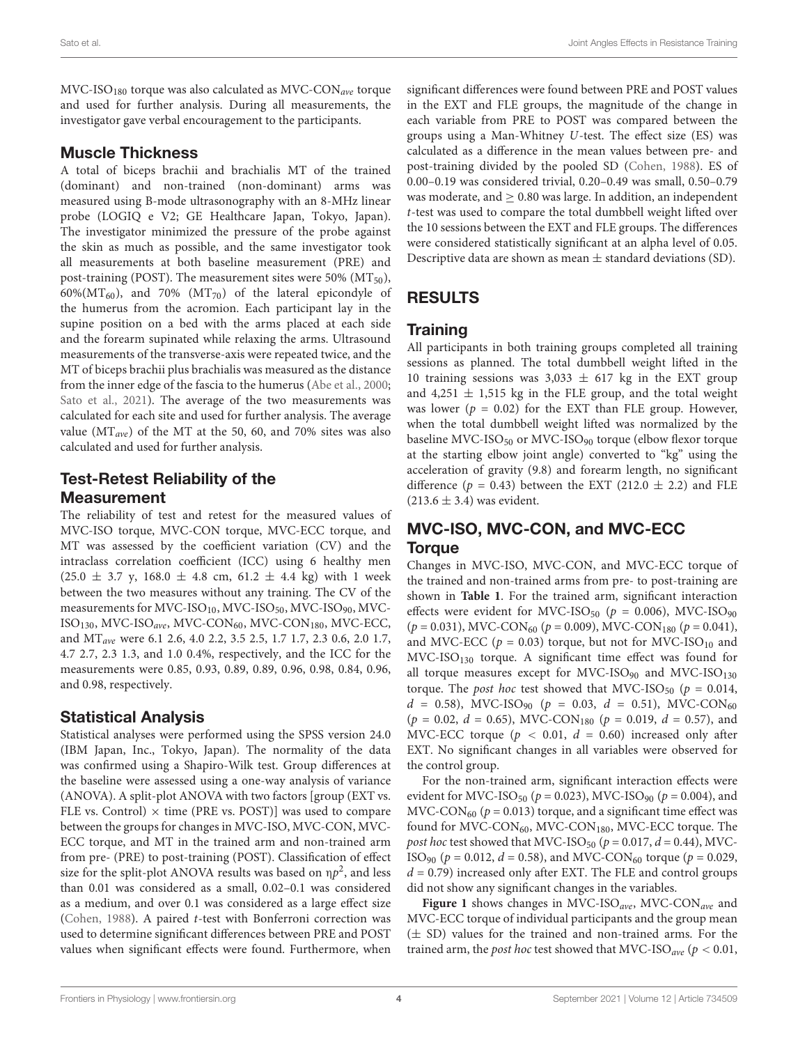MVC-$ISO_{180}$ torque was also calculated as MVC-$CON_{ave}$ torque and used for further analysis. During all measurements, the investigator gave verbal encouragement to the participants.

## Muscle Thickness

A total of biceps brachii and brachialis MT of the trained (dominant) and non-trained (non-dominant) arms was measured using B-mode ultrasonography with an 8-MHz linear probe (LOGIQ e V2; GE Healthcare Japan, Tokyo, Japan). The investigator minimized the pressure of the probe against the skin as much as possible, and the same investigator took all measurements at both baseline measurement (PRE) and post-training (POST). The measurement sites were 50% ($MT_{50}$), 60%($MT_{60}$), and 70% ($MT_{70}$) of the lateral epicondyle of the humerus from the acromion. Each participant lay in the supine position on a bed with the arms placed at each side and the forearm supinated while relaxing the arms. Ultrasound measurements of the transverse-axis were repeated twice, and the MT of biceps brachii plus brachialis was measured as the distance from the inner edge of the fascia to the humerus (Abe et al., 2000; Sato et al., 2021). The average of the two measurements was calculated for each site and used for further analysis. The average value ($MT_{ave}$) of the MT at the 50, 60, and 70% sites was also calculated and used for further analysis.

## Test-Retest Reliability of the Measurement

The reliability of test and retest for the measured values of MVC-ISO torque, MVC-CON torque, MVC-ECC torque, and MT was assessed by the coefficient variation (CV) and the intraclass correlation coefficient (ICC) using 6 healthy men (25.0 ± 3.7 y, 168.0 ± 4.8 cm, 61.2 ± 4.4 kg) with 1 week between the two measures without any training. The CV of the measurements for MVC-$ISO_{10}$, MVC-$ISO_{50}$, MVC-$ISO_{90}$, MVC-$ISO_{130}$, MVC-$ISO_{ave}$, MVC-$CON_{60}$, MVC-$CON_{180}$, MVC-ECC, and $MT_{ave}$ were 6.1 2.6, 4.0 2.2, 3.5 2.5, 1.7 1.7, 2.3 0.6, 2.0 1.7, 4.7 2.7, 2.3 1.3, and 1.0 0.4%, respectively, and the ICC for the measurements were 0.85, 0.93, 0.89, 0.89, 0.96, 0.98, 0.84, 0.96, and 0.98, respectively.

## Statistical Analysis

Statistical analyses were performed using the SPSS version 24.0 (IBM Japan, Inc., Tokyo, Japan). The normality of the data was confirmed using a Shapiro-Wilk test. Group differences at the baseline were assessed using a one-way analysis of variance (ANOVA). A split-plot ANOVA with two factors [group (EXT vs. FLE vs. Control) × time (PRE vs. POST)] was used to compare between the groups for changes in MVC-ISO, MVC-CON, MVC-ECC torque, and MT in the trained arm and non-trained arm from pre- (PRE) to post-training (POST). Classification of effect size for the split-plot ANOVA results was based on $\eta p^2$, and less than 0.01 was considered as a small, 0.02–0.1 was considered as a medium, and over 0.1 was considered as a large effect size (Cohen, 1988). A paired *t*-test with Bonferroni correction was used to determine significant differences between PRE and POST values when significant effects were found. Furthermore, when significant differences were found between PRE and POST values in the EXT and FLE groups, the magnitude of the change in each variable from PRE to POST was compared between the groups using a Man-Whitney *U*-test. The effect size (ES) was calculated as a difference in the mean values between pre- and post-training divided by the pooled SD (Cohen, 1988). ES of 0.00–0.19 was considered trivial, 0.20–0.49 was small, 0.50–0.79 was moderate, and ≥ 0.80 was large. In addition, an independent *t*-test was used to compare the total dumbbell weight lifted over the 10 sessions between the EXT and FLE groups. The differences were considered statistically significant at an alpha level of 0.05. Descriptive data are shown as mean ± standard deviations (SD).

# RESULTS

## Training

All participants in both training groups completed all training sessions as planned. The total dumbbell weight lifted in the 10 training sessions was 3,033 ± 617 kg in the EXT group and 4,251 ± 1,515 kg in the FLE group, and the total weight was lower ($p = 0.02$) for the EXT than FLE group. However, when the total dumbbell weight lifted was normalized by the baseline MVC-$ISO_{50}$ or MVC-$ISO_{90}$ torque (elbow flexor torque at the starting elbow joint angle) converted to "kg" using the acceleration of gravity (9.8) and forearm length, no significant difference ($p = 0.43$) between the EXT (212.0 ± 2.2) and FLE (213.6 ± 3.4) was evident.

## MVC-ISO, MVC-CON, and MVC-ECC Torque

Changes in MVC-ISO, MVC-CON, and MVC-ECC torque of the trained and non-trained arms from pre- to post-training are shown in **Table 1**. For the trained arm, significant interaction effects were evident for MVC-$ISO_{50}$ ($p = 0.006$), MVC-$ISO_{90}$ ($p = 0.031$), MVC-$CON_{60}$ ($p = 0.009$), MVC-$CON_{180}$ ($p = 0.041$), and MVC-ECC ($p = 0.03$) torque, but not for MVC-$ISO_{10}$ and MVC-$ISO_{130}$ torque. A significant time effect was found for all torque measures except for MVC-$ISO_{90}$ and MVC-$ISO_{130}$ torque. The *post hoc* test showed that MVC-$ISO_{50}$ ($p = 0.014$, $d = 0.58$), MVC-$ISO_{90}$ ($p = 0.03$, $d = 0.51$), MVC-$CON_{60}$ ($p = 0.02$, $d = 0.65$), MVC-$CON_{180}$ ($p = 0.019$, $d = 0.57$), and MVC-ECC torque ($p < 0.01$, $d = 0.60$) increased only after EXT. No significant changes in all variables were observed for the control group.

For the non-trained arm, significant interaction effects were evident for MVC-$ISO_{50}$ ($p = 0.023$), MVC-$ISO_{90}$ ($p = 0.004$), and MVC-$CON_{60}$ ($p = 0.013$) torque, and a significant time effect was found for MVC-$CON_{60}$, MVC-$CON_{180}$, MVC-ECC torque. The *post hoc* test showed that MVC-$ISO_{50}$ ($p = 0.017$, $d = 0.44$), MVC-$ISO_{90}$ ($p = 0.012$, $d = 0.58$), and MVC-$CON_{60}$ torque ($p = 0.029$, $d = 0.79$) increased only after EXT. The FLE and control groups did not show any significant changes in the variables.

**Figure 1** shows changes in MVC-$ISO_{ave}$, MVC-$CON_{ave}$ and MVC-ECC torque of individual participants and the group mean (± SD) values for the trained and non-trained arms. For the trained arm, the *post hoc* test showed that MVC-$ISO_{ave}$ ($p < 0.01$,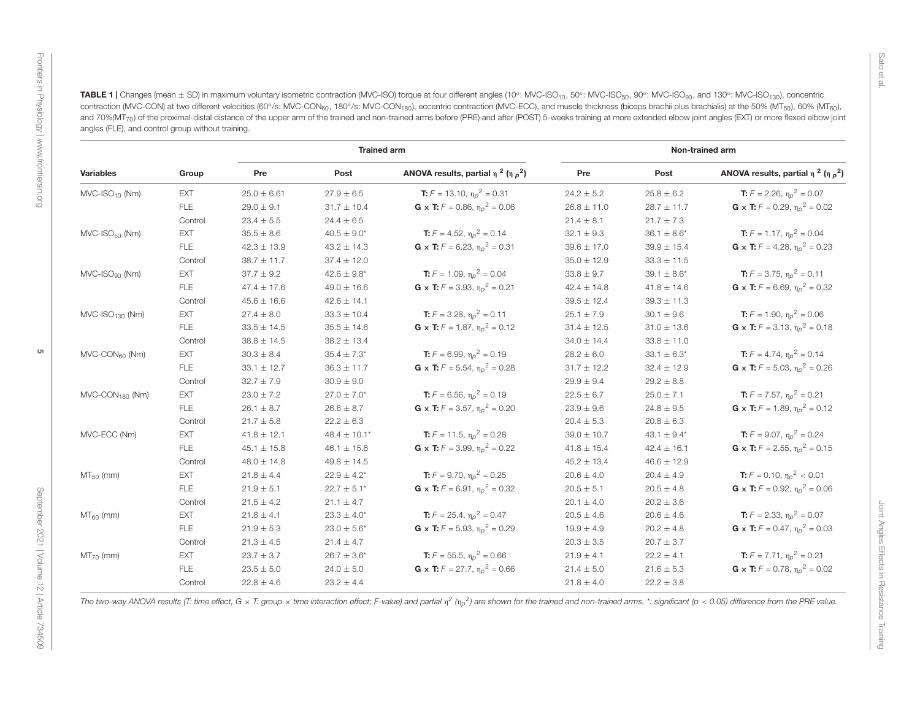**TABLE 1 |** Changes (mean ± SD) in maximum voluntary isometric contraction (MVC-ISO) torque at four different angles (10°: $MVC\text{-}ISO_{10}$, 50°: $MVC\text{-}ISO_{50}$, 90°: $MVC\text{-}ISO_{90}$, and 130°: $MVC\text{-}ISO_{130}$), concentric contraction (MVC-CON) at two different velocities (60°/s: $MVC\text{-}CON_{60}$, 180°/s: $MVC\text{-}CON_{180}$), eccentric contraction (MVC-ECC), and muscle thickness (biceps brachii plus brachialis) at the 50% ($MT_{50}$), 60% ($MT_{60}$), and 70%($MT_{70}$) of the proximal-distal distance of the upper arm of the trained and non-trained arms before (PRE) and after (POST) 5-weeks training at more extended elbow joint angles (EXT) or more flexed elbow joint angles (FLE), and control group without training.

| Variables | Group | Trained arm | | | Non-trained arm | | |
|---|---|---|---|---|---|---|---|
| | | Pre | Post | ANOVA results, partial $\eta^2$ ($\eta_p^2$) | Pre | Post | ANOVA results, partial $\eta^2$ ($\eta_p^2$) |
| $MVC\text{-}ISO_{10}$ (Nm) | EXT | 25.0 ± 6.61 | 27.9 ± 6.5 | **T:** $F = 13.10$, $\eta_p^2 = 0.31$ | 24.2 ± 5.2 | 25.8 ± 6.2 | **T:** $F = 2.26$, $\eta_p^2 = 0.07$ |
| | FLE | 29.0 ± 9.1 | 31.7 ± 10.4 | **G × T:** $F = 0.86$, $\eta_p^2 = 0.06$ | 26.8 ± 11.0 | 28.7 ± 11.7 | **G × T:** $F = 0.29$, $\eta_p^2 = 0.02$ |
| | Control | 23.4 ± 5.5 | 24.4 ± 6.5 | | 21.4 ± 8.1 | 21.7 ± 7.3 | |
| $MVC\text{-}ISO_{50}$ (Nm) | EXT | 35.5 ± 8.6 | 40.5 ± 9.0* | **T:** $F = 4.52$, $\eta_p^2 = 0.14$ | 32.1 ± 9.3 | 36.1 ± 8.6* | **T:** $F = 1.17$, $\eta_p^2 = 0.04$ |
| | FLE | 42.3 ± 13.9 | 43.2 ± 14.3 | **G × T:** $F = 6.23$, $\eta_p^2 = 0.31$ | 39.6 ± 17.0 | 39.9 ± 15.4 | **G × T:** $F = 4.28$, $\eta_p^2 = 0.23$ |
| | Control | 38.7 ± 11.7 | 37.4 ± 12.0 | | 35.0 ± 12.9 | 33.3 ± 11.5 | |
| $MVC\text{-}ISO_{90}$ (Nm) | EXT | 37.7 ± 9.2 | 42.6 ± 9.8* | **T:** $F = 1.09$, $\eta_p^2 = 0.04$ | 33.8 ± 9.7 | 39.1 ± 8.6* | **T:** $F = 3.75$, $\eta_p^2 = 0.11$ |
| | FLE | 47.4 ± 17.6 | 49.0 ± 16.6 | **G × T:** $F = 3.93$, $\eta_p^2 = 0.21$ | 42.4 ± 14.8 | 41.8 ± 14.6 | **G × T:** $F = 6.69$, $\eta_p^2 = 0.32$ |
| | Control | 45.6 ± 16.6 | 42.6 ± 14.1 | | 39.5 ± 12.4 | 39.3 ± 11.3 | |
| $MVC\text{-}ISO_{130}$ (Nm) | EXT | 27.4 ± 8.0 | 33.3 ± 10.4 | **T:** $F = 3.28$, $\eta_p^2 = 0.11$ | 25.1 ± 7.9 | 30.1 ± 9.6 | **T:** $F = 1.90$, $\eta_p^2 = 0.06$ |
| | FLE | 33.5 ± 14.5 | 35.5 ± 14.6 | **G × T:** $F = 1.87$, $\eta_p^2 = 0.12$ | 31.4 ± 12.5 | 31.0 ± 13.6 | **G × T:** $F = 3.13$, $\eta_p^2 = 0.18$ |
| | Control | 38.8 ± 14.5 | 38.2 ± 13.4 | | 34.0 ± 14.4 | 33.8 ± 11.0 | |
| $MVC\text{-}CON_{60}$ (Nm) | EXT | 30.3 ± 8.4 | 35.4 ± 7.3* | **T:** $F = 6.99$, $\eta_p^2 = 0.19$ | 28.2 ± 6.0 | 33.1 ± 6.3* | **T:** $F = 4.74$, $\eta_p^2 = 0.14$ |
| | FLE | 33.1 ± 12.7 | 36.3 ± 11.7 | **G × T:** $F = 5.54$, $\eta_p^2 = 0.28$ | 31.7 ± 12.2 | 32.4 ± 12.9 | **G × T:** $F = 5.03$, $\eta_p^2 = 0.26$ |
| | Control | 32.7 ± 7.9 | 30.9 ± 9.0 | | 29.9 ± 9.4 | 29.2 ± 8.8 | |
| $MVC\text{-}CON_{180}$ (Nm) | EXT | 23.0 ± 7.2 | 27.0 ± 7.0* | **T:** $F = 6.56$, $\eta_p^2 = 0.19$ | 22.5 ± 6.7 | 25.0 ± 7.1 | **T:** $F = 7.57$, $\eta_p^2 = 0.21$ |
| | FLE | 26.1 ± 8.7 | 26.6 ± 8.7 | **G × T:** $F = 3.57$, $\eta_p^2 = 0.20$ | 23.9 ± 9.6 | 24.8 ± 9.5 | **G × T:** $F = 1.89$, $\eta_p^2 = 0.12$ |
| | Control | 21.7 ± 5.8 | 22.2 ± 6.3 | | 20.4 ± 5.3 | 20.8 ± 6.3 | |
| MVC-ECC (Nm) | EXT | 41.8 ± 12.1 | 48.4 ± 10.1* | **T:** $F = 11.5$, $\eta_p^2 = 0.28$ | 39.0 ± 10.7 | 43.1 ± 9.4* | **T:** $F = 9.07$, $\eta_p^2 = 0.24$ |
| | FLE | 45.1 ± 15.8 | 46.1 ± 15.6 | **G × T:** $F = 3.99$, $\eta_p^2 = 0.22$ | 41.8 ± 15.4 | 42.4 ± 16.1 | **G × T:** $F = 2.55$, $\eta_p^2 = 0.15$ |
| | Control | 48.0 ± 14.8 | 49.8 ± 14.5 | | 45.2 ± 13.4 | 46.6 ± 12.9 | |
| $MT_{50}$ (mm) | EXT | 21.8 ± 4.4 | 22.9 ± 4.2* | **T:** $F = 9.70$, $\eta_p^2 = 0.25$ | 20.6 ± 4.0 | 20.4 ± 4.9 | **T:** $F = 0.10$, $\eta_p^2 < 0.01$ |
| | FLE | 21.9 ± 5.1 | 22.7 ± 5.1* | **G × T:** $F = 6.91$, $\eta_p^2 = 0.32$ | 20.5 ± 5.1 | 20.5 ± 4.8 | **G × T:** $F = 0.92$, $\eta_p^2 = 0.06$ |
| | Control | 21.5 ± 4.2 | 21.1 ± 4.7 | | 20.1 ± 4.0 | 20.2 ± 3.6 | |
| $MT_{60}$ (mm) | EXT | 21.8 ± 4.1 | 23.3 ± 4.0* | **T:** $F = 25.4$, $\eta_p^2 = 0.47$ | 20.5 ± 4.6 | 20.6 ± 4.6 | **T:** $F = 2.33$, $\eta_p^2 = 0.07$ |
| | FLE | 21.9 ± 5.3 | 23.0 ± 5.6* | **G × T:** $F = 5.93$, $\eta_p^2 = 0.29$ | 19.9 ± 4.9 | 20.2 ± 4.8 | **G × T:** $F = 0.47$, $\eta_p^2 = 0.03$ |
| | Control | 21.3 ± 4.5 | 21.4 ± 4.7 | | 20.3 ± 3.5 | 20.7 ± 3.7 | |
| $MT_{70}$ (mm) | EXT | 23.7 ± 3.7 | 26.7 ± 3.6* | **T:** $F = 55.5$, $\eta_p^2 = 0.66$ | 21.9 ± 4.1 | 22.2 ± 4.1 | **T:** $F = 7.71$, $\eta_p^2 = 0.21$ |
| | FLE | 23.5 ± 5.0 | 24.0 ± 5.0 | **G × T:** $F = 27.7$, $\eta_p^2 = 0.66$ | 21.4 ± 5.0 | 21.6 ± 5.3 | **G × T:** $F = 0.78$, $\eta_p^2 = 0.02$ |
| | Control | 22.8 ± 4.6 | 23.2 ± 4.4 | | 21.8 ± 4.0 | 22.2 ± 3.8 | |

*The two-way ANOVA results (T: time effect, G × T: group × time interaction effect; F-value) and partial $\eta^2$ ($\eta_p^2$) are shown for the trained and non-trained arms. \*: significant ($p < 0.05$) difference from the PRE value.*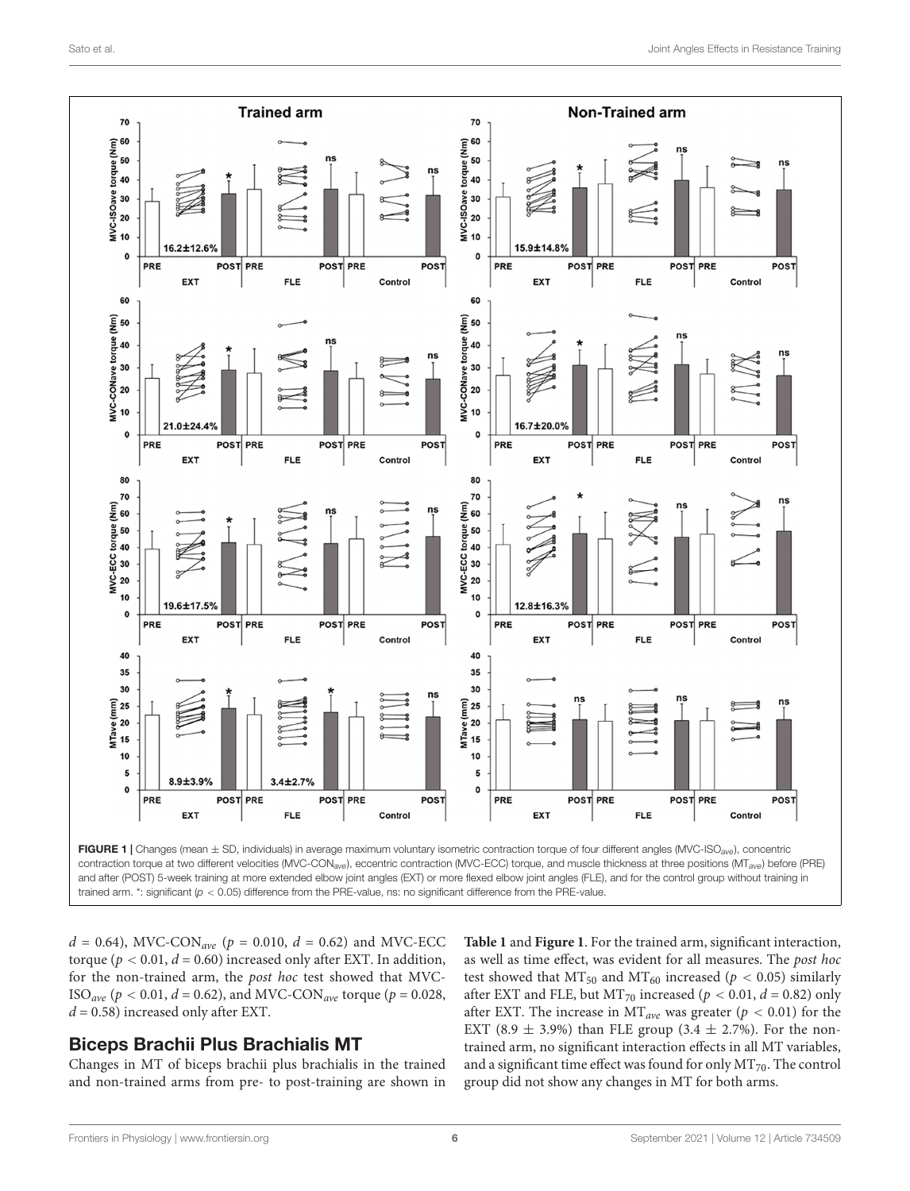FIGURE 1 | Changes (mean ± SD, individuals) in average maximum voluntary isometric contraction torque of four different angles (MVC-ISO$_{ave}$), concentric contraction torque at two different velocities (MVC-CON$_{ave}$), eccentric contraction (MVC-ECC) torque, and muscle thickness at three positions (MT$_{ave}$) before (PRE) and after (POST) 5-week training at more extended elbow joint angles (EXT) or more flexed elbow joint angles (FLE), and for the control group without training in trained arm. *: significant ($p < 0.05$) difference from the PRE-value, ns: no significant difference from the PRE-value.

$d = 0.64$), MVC-CON$_{ave}$ ($p = 0.010$, $d = 0.62$) and MVC-ECC torque ($p < 0.01$, $d = 0.60$) increased only after EXT. In addition, for the non-trained arm, the *post hoc* test showed that MVC-ISO$_{ave}$ ($p < 0.01$, $d = 0.62$), and MVC-CON$_{ave}$ torque ($p = 0.028$, $d = 0.58$) increased only after EXT.

## Biceps Brachii Plus Brachialis MT

Changes in MT of biceps brachii plus brachialis in the trained and non-trained arms from pre- to post-training are shown in **Table 1** and **Figure 1**. For the trained arm, significant interaction, as well as time effect, was evident for all measures. The *post hoc* test showed that MT$_{50}$ and MT$_{60}$ increased ($p < 0.05$) similarly after EXT and FLE, but MT$_{70}$ increased ($p < 0.01$, $d = 0.82$) only after EXT. The increase in MT$_{ave}$ was greater ($p < 0.01$) for the EXT (8.9 ± 3.9%) than FLE group (3.4 ± 2.7%). For the non-trained arm, no significant interaction effects in all MT variables, and a significant time effect was found for only MT$_{70}$. The control group did not show any changes in MT for both arms.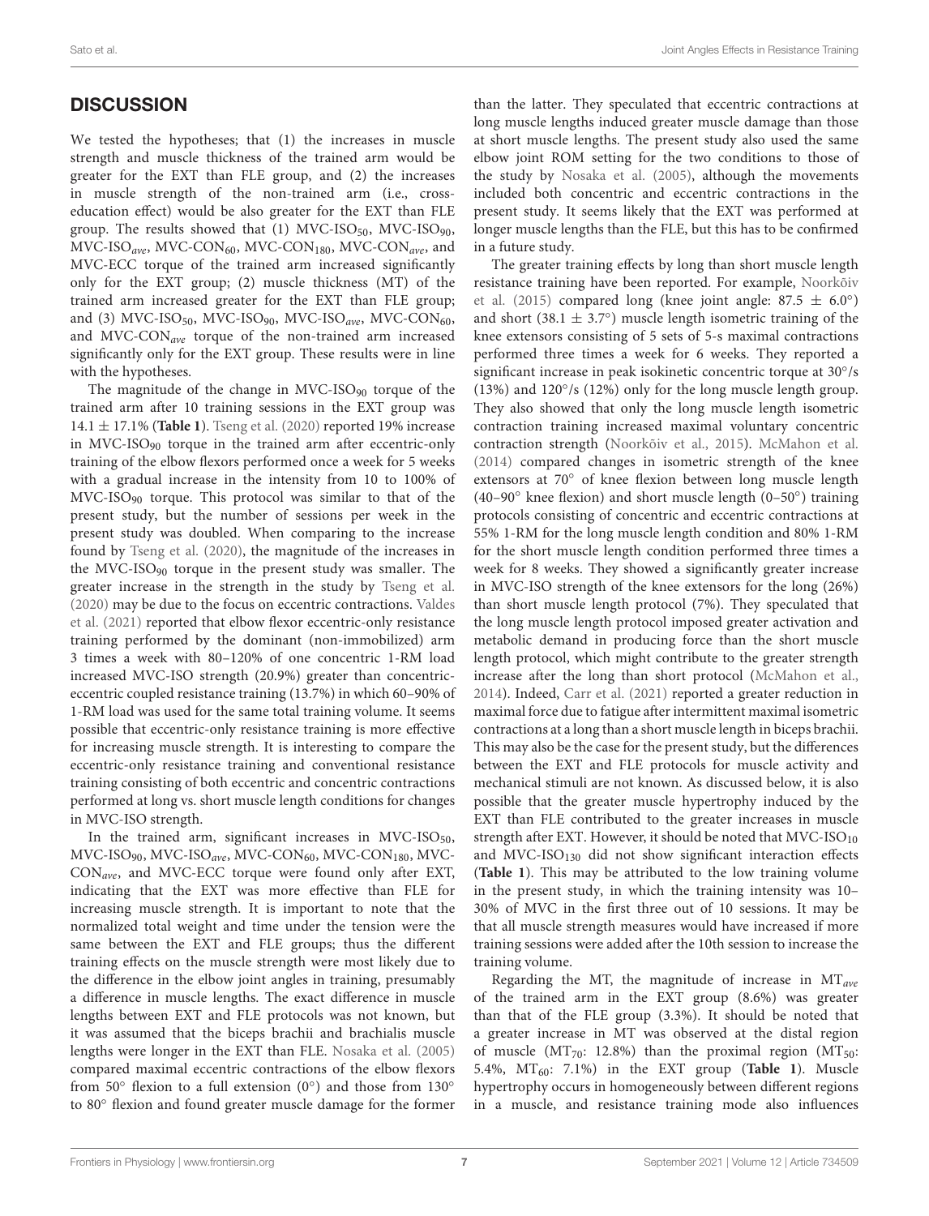## DISCUSSION

We tested the hypotheses; that (1) the increases in muscle strength and muscle thickness of the trained arm would be greater for the EXT than FLE group, and (2) the increases in muscle strength of the non-trained arm (i.e., cross-education effect) would be also greater for the EXT than FLE group. The results showed that (1) MVC-ISO$_{50}$, MVC-ISO$_{90}$, MVC-ISO$_{ave}$, MVC-CON$_{60}$, MVC-CON$_{180}$, MVC-CON$_{ave}$, and MVC-ECC torque of the trained arm increased significantly only for the EXT group; (2) muscle thickness (MT) of the trained arm increased greater for the EXT than FLE group; and (3) MVC-ISO$_{50}$, MVC-ISO$_{90}$, MVC-ISO$_{ave}$, MVC-CON$_{60}$, and MVC-CON$_{ave}$ torque of the non-trained arm increased significantly only for the EXT group. These results were in line with the hypotheses.

The magnitude of the change in MVC-ISO$_{90}$ torque of the trained arm after 10 training sessions in the EXT group was $14.1 \pm 17.1\%$ (**Table 1**). Tseng et al. (2020) reported 19% increase in MVC-ISO$_{90}$ torque in the trained arm after eccentric-only training of the elbow flexors performed once a week for 5 weeks with a gradual increase in the intensity from 10 to 100% of MVC-ISO$_{90}$ torque. This protocol was similar to that of the present study, but the number of sessions per week in the present study was doubled. When comparing to the increase found by Tseng et al. (2020), the magnitude of the increases in the MVC-ISO$_{90}$ torque in the present study was smaller. The greater increase in the strength in the study by Tseng et al. (2020) may be due to the focus on eccentric contractions. Valdes et al. (2021) reported that elbow flexor eccentric-only resistance training performed by the dominant (non-immobilized) arm 3 times a week with 80–120% of one concentric 1-RM load increased MVC-ISO strength (20.9%) greater than concentric-eccentric coupled resistance training (13.7%) in which 60–90% of 1-RM load was used for the same total training volume. It seems possible that eccentric-only resistance training is more effective for increasing muscle strength. It is interesting to compare the eccentric-only resistance training and conventional resistance training consisting of both eccentric and concentric contractions performed at long vs. short muscle length conditions for changes in MVC-ISO strength.

In the trained arm, significant increases in MVC-ISO$_{50}$, MVC-ISO$_{90}$, MVC-ISO$_{ave}$, MVC-CON$_{60}$, MVC-CON$_{180}$, MVC-CON$_{ave}$, and MVC-ECC torque were found only after EXT, indicating that the EXT was more effective than FLE for increasing muscle strength. It is important to note that the normalized total weight and time under the tension were the same between the EXT and FLE groups; thus the different training effects on the muscle strength were most likely due to the difference in the elbow joint angles in training, presumably a difference in muscle lengths. The exact difference in muscle lengths between EXT and FLE protocols was not known, but it was assumed that the biceps brachii and brachialis muscle lengths were longer in the EXT than FLE. Nosaka et al. (2005) compared maximal eccentric contractions of the elbow flexors from 50° flexion to a full extension (0°) and those from 130° to 80° flexion and found greater muscle damage for the former than the latter. They speculated that eccentric contractions at long muscle lengths induced greater muscle damage than those at short muscle lengths. The present study also used the same elbow joint ROM setting for the two conditions to those of the study by Nosaka et al. (2005), although the movements included both concentric and eccentric contractions in the present study. It seems likely that the EXT was performed at longer muscle lengths than the FLE, but this has to be confirmed in a future study.

The greater training effects by long than short muscle length resistance training have been reported. For example, Noorkõiv et al. (2015) compared long (knee joint angle: $87.5 \pm 6.0°$) and short ($38.1 \pm 3.7°$) muscle length isometric training of the knee extensors consisting of 5 sets of 5-s maximal contractions performed three times a week for 6 weeks. They reported a significant increase in peak isokinetic concentric torque at 30°/s (13%) and 120°/s (12%) only for the long muscle length group. They also showed that only the long muscle length isometric contraction training increased maximal voluntary concentric contraction strength (Noorkõiv et al., 2015). McMahon et al. (2014) compared changes in isometric strength of the knee extensors at 70° of knee flexion between long muscle length (40–90° knee flexion) and short muscle length (0–50°) training protocols consisting of concentric and eccentric contractions at 55% 1-RM for the long muscle length condition and 80% 1-RM for the short muscle length condition performed three times a week for 8 weeks. They showed a significantly greater increase in MVC-ISO strength of the knee extensors for the long (26%) than short muscle length protocol (7%). They speculated that the long muscle length protocol imposed greater activation and metabolic demand in producing force than the short muscle length protocol, which might contribute to the greater strength increase after the long than short protocol (McMahon et al., 2014). Indeed, Carr et al. (2021) reported a greater reduction in maximal force due to fatigue after intermittent maximal isometric contractions at a long than a short muscle length in biceps brachii. This may also be the case for the present study, but the differences between the EXT and FLE protocols for muscle activity and mechanical stimuli are not known. As discussed below, it is also possible that the greater muscle hypertrophy induced by the EXT than FLE contributed to the greater increases in muscle strength after EXT. However, it should be noted that MVC-ISO$_{10}$ and MVC-ISO$_{130}$ did not show significant interaction effects (**Table 1**). This may be attributed to the low training volume in the present study, in which the training intensity was 10–30% of MVC in the first three out of 10 sessions. It may be that all muscle strength measures would have increased if more training sessions were added after the 10th session to increase the training volume.

Regarding the MT, the magnitude of increase in MT$_{ave}$ of the trained arm in the EXT group (8.6%) was greater than that of the FLE group (3.3%). It should be noted that a greater increase in MT was observed at the distal region of muscle (MT$_{70}$: 12.8%) than the proximal region (MT$_{50}$: 5.4%, MT$_{60}$: 7.1%) in the EXT group (**Table 1**). Muscle hypertrophy occurs in homogeneously between different regions in a muscle, and resistance training mode also influences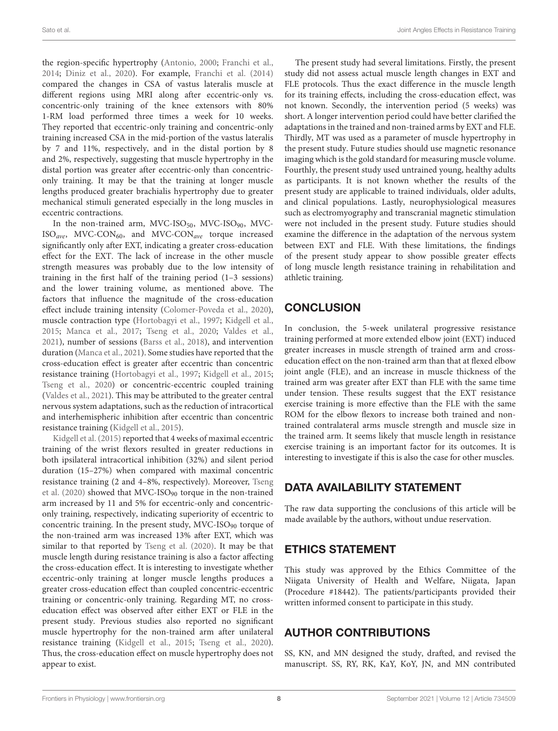the region-specific hypertrophy (Antonio, 2000; Franchi et al., 2014; Diniz et al., 2020). For example, Franchi et al. (2014) compared the changes in CSA of vastus lateralis muscle at different regions using MRI along after eccentric-only vs. concentric-only training of the knee extensors with 80% 1-RM load performed three times a week for 10 weeks. They reported that eccentric-only training and concentric-only training increased CSA in the mid-portion of the vastus lateralis by 7 and 11%, respectively, and in the distal portion by 8 and 2%, respectively, suggesting that muscle hypertrophy in the distal portion was greater after eccentric-only than concentric-only training. It may be that the training at longer muscle lengths produced greater brachialis hypertrophy due to greater mechanical stimuli generated especially in the long muscles in eccentric contractions.

In the non-trained arm, MVC-ISO$_{50}$, MVC-ISO$_{90}$, MVC-ISO$_{ave}$, MVC-CON$_{60}$, and MVC-CON$_{ave}$ torque increased significantly only after EXT, indicating a greater cross-education effect for the EXT. The lack of increase in the other muscle strength measures was probably due to the low intensity of training in the first half of the training period (1–3 sessions) and the lower training volume, as mentioned above. The factors that influence the magnitude of the cross-education effect include training intensity (Colomer-Poveda et al., 2020), muscle contraction type (Hortobagyi et al., 1997; Kidgell et al., 2015; Manca et al., 2017; Tseng et al., 2020; Valdes et al., 2021), number of sessions (Barss et al., 2018), and intervention duration (Manca et al., 2021). Some studies have reported that the cross-education effect is greater after eccentric than concentric resistance training (Hortobagyi et al., 1997; Kidgell et al., 2015; Tseng et al., 2020) or concentric-eccentric coupled training (Valdes et al., 2021). This may be attributed to the greater central nervous system adaptations, such as the reduction of intracortical and interhemispheric inhibition after eccentric than concentric resistance training (Kidgell et al., 2015).

Kidgell et al. (2015) reported that 4 weeks of maximal eccentric training of the wrist flexors resulted in greater reductions in both ipsilateral intracortical inhibition (32%) and silent period duration (15–27%) when compared with maximal concentric resistance training (2 and 4–8%, respectively). Moreover, Tseng et al. (2020) showed that MVC-ISO$_{90}$ torque in the non-trained arm increased by 11 and 5% for eccentric-only and concentric-only training, respectively, indicating superiority of eccentric to concentric training. In the present study, MVC-ISO$_{90}$ torque of the non-trained arm was increased 13% after EXT, which was similar to that reported by Tseng et al. (2020). It may be that muscle length during resistance training is also a factor affecting the cross-education effect. It is interesting to investigate whether eccentric-only training at longer muscle lengths produces a greater cross-education effect than coupled concentric-eccentric training or concentric-only training. Regarding MT, no cross-education effect was observed after either EXT or FLE in the present study. Previous studies also reported no significant muscle hypertrophy for the non-trained arm after unilateral resistance training (Kidgell et al., 2015; Tseng et al., 2020). Thus, the cross-education effect on muscle hypertrophy does not appear to exist.

The present study had several limitations. Firstly, the present study did not assess actual muscle length changes in EXT and FLE protocols. Thus the exact difference in the muscle length for its training effects, including the cross-education effect, was not known. Secondly, the intervention period (5 weeks) was short. A longer intervention period could have better clarified the adaptations in the trained and non-trained arms by EXT and FLE. Thirdly, MT was used as a parameter of muscle hypertrophy in the present study. Future studies should use magnetic resonance imaging which is the gold standard for measuring muscle volume. Fourthly, the present study used untrained young, healthy adults as participants. It is not known whether the results of the present study are applicable to trained individuals, older adults, and clinical populations. Lastly, neurophysiological measures such as electromyography and transcranial magnetic stimulation were not included in the present study. Future studies should examine the difference in the adaptation of the nervous system between EXT and FLE. With these limitations, the findings of the present study appear to show possible greater effects of long muscle length resistance training in rehabilitation and athletic training.

## CONCLUSION

In conclusion, the 5-week unilateral progressive resistance training performed at more extended elbow joint (EXT) induced greater increases in muscle strength of trained arm and cross-education effect on the non-trained arm than that at flexed elbow joint angle (FLE), and an increase in muscle thickness of the trained arm was greater after EXT than FLE with the same time under tension. These results suggest that the EXT resistance exercise training is more effective than the FLE with the same ROM for the elbow flexors to increase both trained and non-trained contralateral arms muscle strength and muscle size in the trained arm. It seems likely that muscle length in resistance exercise training is an important factor for its outcomes. It is interesting to investigate if this is also the case for other muscles.

## DATA AVAILABILITY STATEMENT

The raw data supporting the conclusions of this article will be made available by the authors, without undue reservation.

## ETHICS STATEMENT

This study was approved by the Ethics Committee of the Niigata University of Health and Welfare, Niigata, Japan (Procedure #18442). The patients/participants provided their written informed consent to participate in this study.

## AUTHOR CONTRIBUTIONS

SS, KN, and MN designed the study, drafted, and revised the manuscript. SS, RY, RK, KaY, KoY, JN, and MN contributed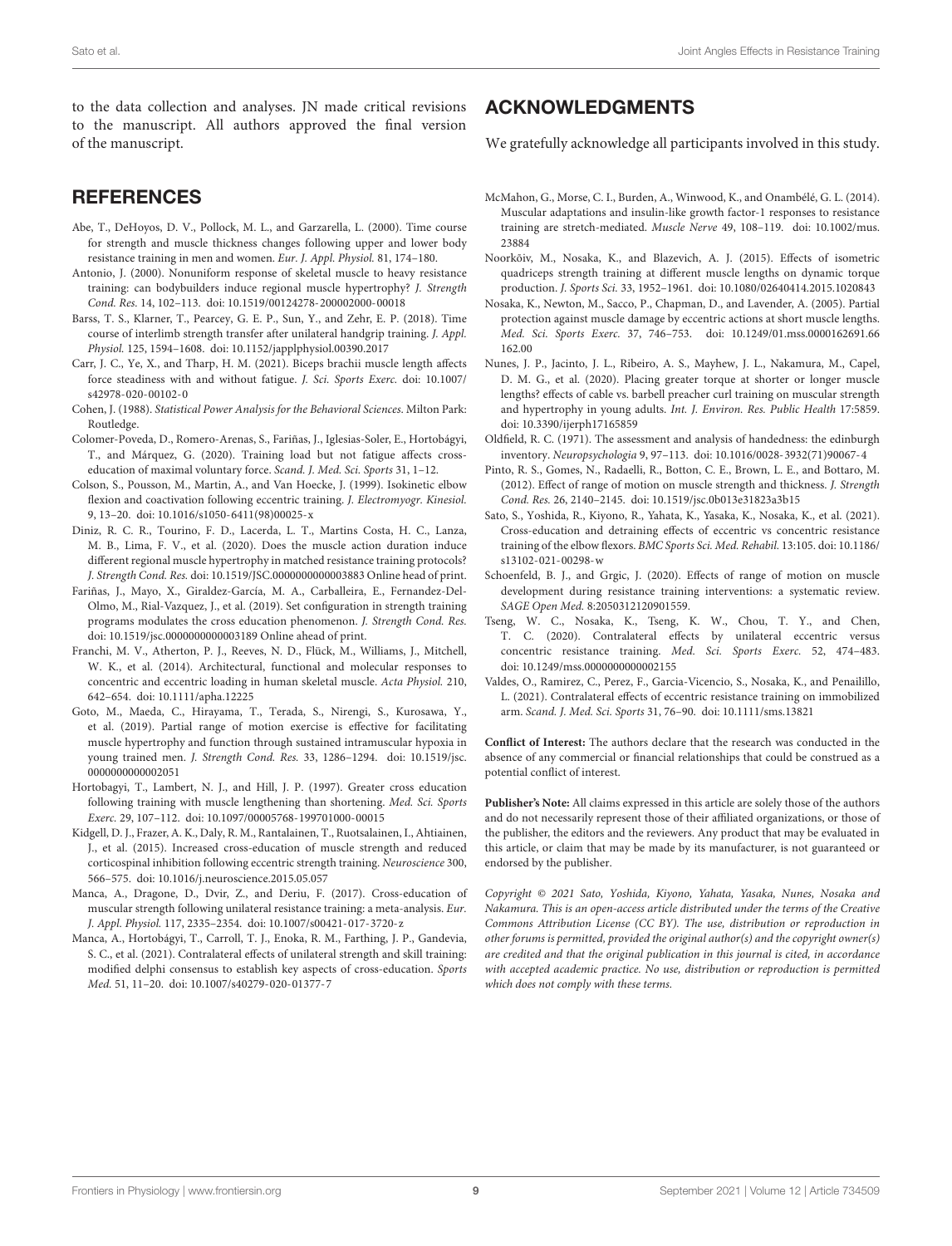to the data collection and analyses. JN made critical revisions to the manuscript. All authors approved the final version of the manuscript.

## ACKNOWLEDGMENTS

We gratefully acknowledge all participants involved in this study.

## REFERENCES

Abe, T., DeHoyos, D. V., Pollock, M. L., and Garzarella, L. (2000). Time course for strength and muscle thickness changes following upper and lower body resistance training in men and women. *Eur. J. Appl. Physiol.* 81, 174–180.

Antonio, J. (2000). Nonuniform response of skeletal muscle to heavy resistance training: can bodybuilders induce regional muscle hypertrophy? *J. Strength Cond. Res.* 14, 102–113. doi: 10.1519/00124278-200002000-00018

Barss, T. S., Klarner, T., Pearcey, G. E. P., Sun, Y., and Zehr, E. P. (2018). Time course of interlimb strength transfer after unilateral handgrip training. *J. Appl. Physiol.* 125, 1594–1608. doi: 10.1152/japplphysiol.00390.2017

Carr, J. C., Ye, X., and Tharp, H. M. (2021). Biceps brachii muscle length affects force steadiness with and without fatigue. *J. Sci. Sports Exerc.* doi: 10.1007/s42978-020-00102-0

Cohen, J. (1988). *Statistical Power Analysis for the Behavioral Sciences*. Milton Park: Routledge.

Colomer-Poveda, D., Romero-Arenas, S., Fariñas, J., Iglesias-Soler, E., Hortobágyi, T., and Márquez, G. (2020). Training load but not fatigue affects cross-education of maximal voluntary force. *Scand. J. Med. Sci. Sports* 31, 1–12.

Colson, S., Pousson, M., Martin, A., and Van Hoecke, J. (1999). Isokinetic elbow flexion and coactivation following eccentric training. *J. Electromyogr. Kinesiol.* 9, 13–20. doi: 10.1016/s1050-6411(98)00025-x

Diniz, R. C. R., Tourino, F. D., Lacerda, L. T., Martins Costa, H. C., Lanza, M. B., Lima, F. V., et al. (2020). Does the muscle action duration induce different regional muscle hypertrophy in matched resistance training protocols? *J. Strength Cond. Res.* doi: 10.1519/JSC.0000000000003883 Online head of print.

Fariñas, J., Mayo, X., Giraldez-García, M. A., Carballeira, E., Fernandez-Del-Olmo, M., Rial-Vazquez, J., et al. (2019). Set configuration in strength training programs modulates the cross education phenomenon. *J. Strength Cond. Res.* doi: 10.1519/jsc.0000000000003189 Online ahead of print.

Franchi, M. V., Atherton, P. J., Reeves, N. D., Flück, M., Williams, J., Mitchell, W. K., et al. (2014). Architectural, functional and molecular responses to concentric and eccentric loading in human skeletal muscle. *Acta Physiol.* 210, 642–654. doi: 10.1111/apha.12225

Goto, M., Maeda, C., Hirayama, T., Terada, S., Nirengi, S., Kurosawa, Y., et al. (2019). Partial range of motion exercise is effective for facilitating muscle hypertrophy and function through sustained intramuscular hypoxia in young trained men. *J. Strength Cond. Res.* 33, 1286–1294. doi: 10.1519/jsc.0000000000002051

Hortobagyi, T., Lambert, N. J., and Hill, J. P. (1997). Greater cross education following training with muscle lengthening than shortening. *Med. Sci. Sports Exerc.* 29, 107–112. doi: 10.1097/00005768-199701000-00015

Kidgell, D. J., Frazer, A. K., Daly, R. M., Rantalainen, T., Ruotsalainen, I., Ahtiainen, J., et al. (2015). Increased cross-education of muscle strength and reduced corticospinal inhibition following eccentric strength training. *Neuroscience* 300, 566–575. doi: 10.1016/j.neuroscience.2015.05.057

Manca, A., Dragone, D., Dvir, Z., and Deriu, F. (2017). Cross-education of muscular strength following unilateral resistance training: a meta-analysis. *Eur. J. Appl. Physiol.* 117, 2335–2354. doi: 10.1007/s00421-017-3720-z

Manca, A., Hortobágyi, T., Carroll, T. J., Enoka, R. M., Farthing, J. P., Gandevia, S. C., et al. (2021). Contralateral effects of unilateral strength and skill training: modified delphi consensus to establish key aspects of cross-education. *Sports Med.* 51, 11–20. doi: 10.1007/s40279-020-01377-7

McMahon, G., Morse, C. I., Burden, A., Winwood, K., and Onambélé, G. L. (2014). Muscular adaptations and insulin-like growth factor-1 responses to resistance training are stretch-mediated. *Muscle Nerve* 49, 108–119. doi: 10.1002/mus.23884

Noorkõiv, M., Nosaka, K., and Blazevich, A. J. (2015). Effects of isometric quadriceps strength training at different muscle lengths on dynamic torque production. *J. Sports Sci.* 33, 1952–1961. doi: 10.1080/02640414.2015.1020843

Nosaka, K., Newton, M., Sacco, P., Chapman, D., and Lavender, A. (2005). Partial protection against muscle damage by eccentric actions at short muscle lengths. *Med. Sci. Sports Exerc.* 37, 746–753. doi: 10.1249/01.mss.0000162691.66162.00

Nunes, J. P., Jacinto, J. L., Ribeiro, A. S., Mayhew, J. L., Nakamura, M., Capel, D. M. G., et al. (2020). Placing greater torque at shorter or longer muscle lengths? effects of cable vs. barbell preacher curl training on muscular strength and hypertrophy in young adults. *Int. J. Environ. Res. Public Health* 17:5859. doi: 10.3390/ijerph17165859

Oldfield, R. C. (1971). The assessment and analysis of handedness: the edinburgh inventory. *Neuropsychologia* 9, 97–113. doi: 10.1016/0028-3932(71)90067-4

Pinto, R. S., Gomes, N., Radaelli, R., Botton, C. E., Brown, L. E., and Bottaro, M. (2012). Effect of range of motion on muscle strength and thickness. *J. Strength Cond. Res.* 26, 2140–2145. doi: 10.1519/jsc.0b013e31823a3b15

Sato, S., Yoshida, R., Kiyono, R., Yahata, K., Yasaka, K., Nosaka, K., et al. (2021). Cross-education and detraining effects of eccentric vs concentric resistance training of the elbow flexors. *BMC Sports Sci. Med. Rehabil.* 13:105. doi: 10.1186/s13102-021-00298-w

Schoenfeld, B. J., and Grgic, J. (2020). Effects of range of motion on muscle development during resistance training interventions: a systematic review. *SAGE Open Med.* 8:2050312120901559.

Tseng, W. C., Nosaka, K., Tseng, K. W., Chou, T. Y., and Chen, T. C. (2020). Contralateral effects by unilateral eccentric versus concentric resistance training. *Med. Sci. Sports Exerc.* 52, 474–483. doi: 10.1249/mss.0000000000002155

Valdes, O., Ramirez, C., Perez, F., Garcia-Vicencio, S., Nosaka, K., and Penailillo, L. (2021). Contralateral effects of eccentric resistance training on immobilized arm. *Scand. J. Med. Sci. Sports* 31, 76–90. doi: 10.1111/sms.13821

**Conflict of Interest:** The authors declare that the research was conducted in the absence of any commercial or financial relationships that could be construed as a potential conflict of interest.

**Publisher's Note:** All claims expressed in this article are solely those of the authors and do not necessarily represent those of their affiliated organizations, or those of the publisher, the editors and the reviewers. Any product that may be evaluated in this article, or claim that may be made by its manufacturer, is not guaranteed or endorsed by the publisher.

*Copyright © 2021 Sato, Yoshida, Kiyono, Yahata, Yasaka, Nunes, Nosaka and Nakamura. This is an open-access article distributed under the terms of the Creative Commons Attribution License (CC BY). The use, distribution or reproduction in other forums is permitted, provided the original author(s) and the copyright owner(s) are credited and that the original publication in this journal is cited, in accordance with accepted academic practice. No use, distribution or reproduction is permitted which does not comply with these terms.*